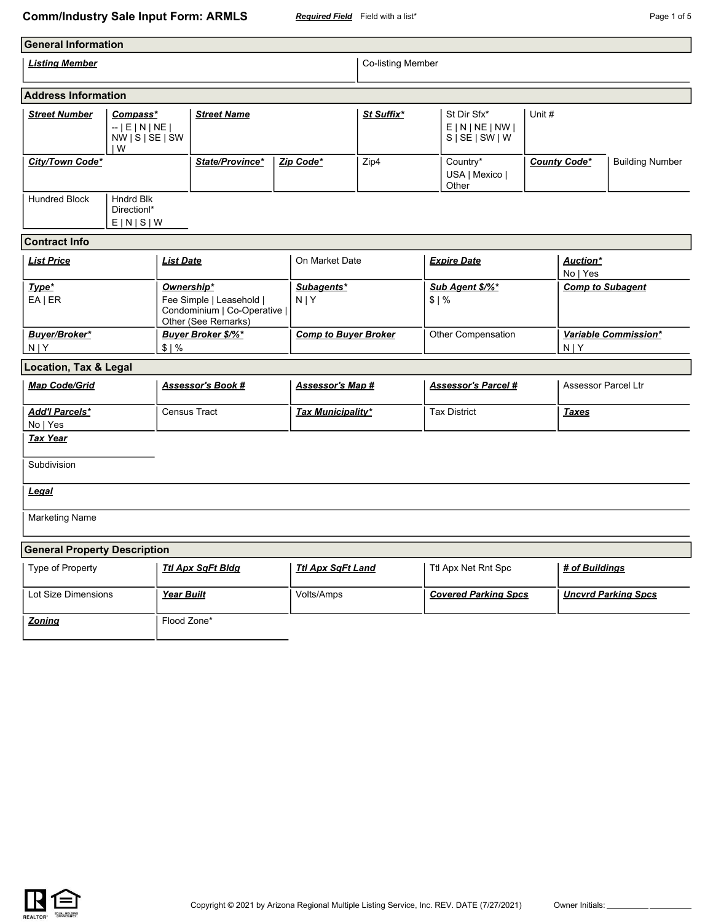# Comm/Industry Sale Input Form: ARMLS

***Required Field*** Field with a list*

## General Information

| ***Listing Member*** | Co-listing Member |
|---|---|
| | |

## Address Information

| ***Street Number*** | ***Compass**** | ***Street Name*** | ***St Suffix**** | St Dir Sfx* | Unit # |
|---|---|---|---|---|---|
| | -- \| E \| N \| NE \| NW \| S \| SE \| SW \| W | | | E \| N \| NE \| NW \| S \| SE \| SW \| W | |

| ***City/Town Code**** | ***State/Province**** | ***Zip Code**** | Zip4 | Country* | ***County Code**** | Building Number |
|---|---|---|---|---|---|---|
| | | | | USA \| Mexico \| Other | | |

| Hundred Block | Hndrd Blk Directionl* |
|---|---|
| | E \| N \| S \| W |

## Contract Info

| ***List Price*** | ***List Date*** | On Market Date | ***Expire Date*** | ***Auction**** |
|---|---|---|---|---|
| | | | | No \| Yes |
| ***Type**** | ***Ownership**** | ***Subagents**** | ***Sub Agent $/%**** | ***Comp to Subagent*** |
| EA \| ER | Fee Simple \| Leasehold \| Condominium \| Co-Operative \| Other (See Remarks) | N \| Y | $ \| % | |
| ***Buyer/Broker**** | ***Buyer Broker $/%**** | ***Comp to Buyer Broker*** | Other Compensation | ***Variable Commission**** |
| N \| Y | $ \| % | | | N \| Y |

## Location, Tax & Legal

| ***Map Code/Grid*** | ***Assessor's Book #*** | ***Assessor's Map #*** | ***Assessor's Parcel #*** | Assessor Parcel Ltr |
|---|---|---|---|---|
| | | | | |
| ***Add'l Parcels**** | Census Tract | ***Tax Municipality**** | Tax District | ***Taxes*** |
| No \| Yes | | | | |

***Tax Year***

Subdivision

***Legal***

Marketing Name

## General Property Description

| Type of Property | ***Ttl Apx SqFt Bldg*** | ***Ttl Apx SqFt Land*** | Ttl Apx Net Rnt Spc | ***# of Buildings*** |
|---|---|---|---|---|
| | | | | |
| Lot Size Dimensions | ***Year Built*** | Volts/Amps | ***Covered Parking Spcs*** | ***Uncvrd Parking Spcs*** |
| | | | | |
| ***Zoning*** | Flood Zone* | | | |

Copyright © 2021 by Arizona Regional Multiple Listing Service, Inc. REV. DATE (7/27/2021) Owner Initials: _________ _________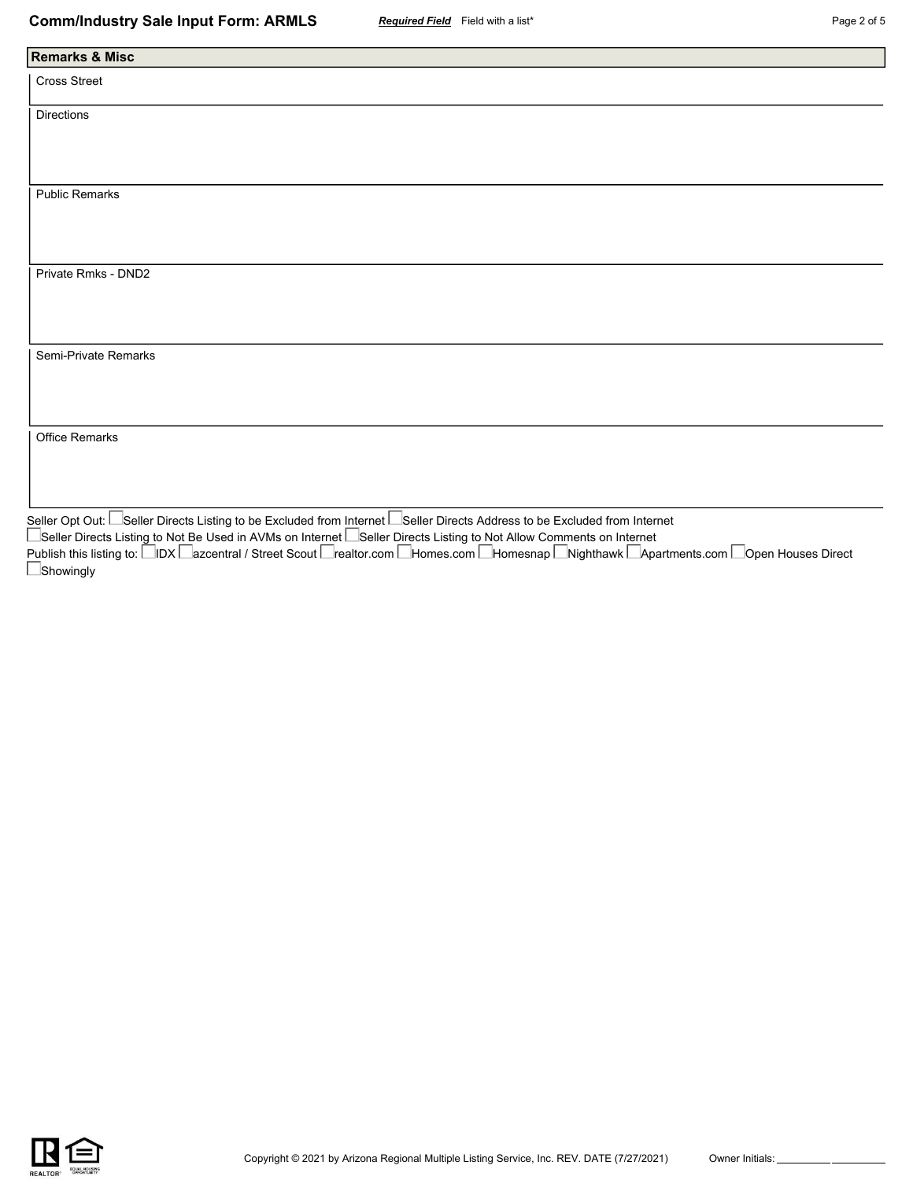## Remarks & Misc

Cross Street

Directions

Public Remarks

Private Rmks - DND2

Semi-Private Remarks

Office Remarks

Seller Opt Out: ☐ Seller Directs Listing to be Excluded from Internet ☐ Seller Directs Address to be Excluded from Internet
☐ Seller Directs Listing to Not Be Used in AVMs on Internet ☐ Seller Directs Listing to Not Allow Comments on Internet

Publish this listing to: ☐ IDX ☐ azcentral / Street Scout ☐ realtor.com ☐ Homes.com ☐ Homesnap ☐ Nighthawk ☐ Apartments.com ☐ Open Houses Direct
☐ Showingly

Copyright © 2021 by Arizona Regional Multiple Listing Service, Inc. REV. DATE (7/27/2021)

Owner Initials: __________ __________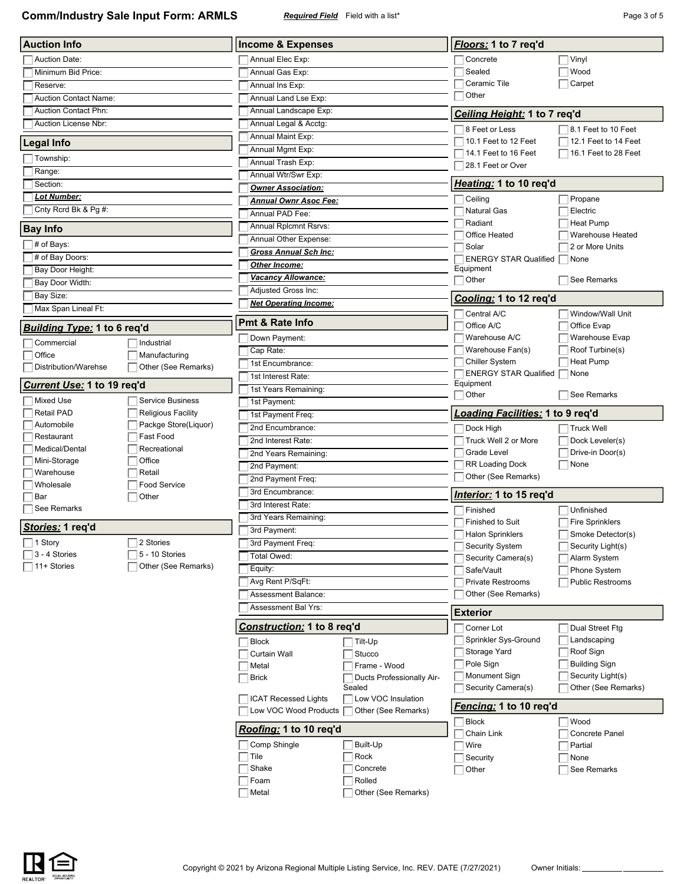# Comm/Industry Sale Input Form: ARMLS

***Required Field*** Field with a list*

## Auction Info

- [ ] Auction Date:
- [ ] Minimum Bid Price:
- [ ] Reserve:
- [ ] Auction Contact Name:
- [ ] Auction Contact Phn:
- [ ] Auction License Nbr:

## Legal Info

- [ ] Township:
- [ ] Range:
- [ ] Section:
- [ ] ***Lot Number:***
- [ ] Cnty Rcrd Bk & Pg #:

## Bay Info

- [ ] # of Bays:
- [ ] # of Bay Doors:
- [ ] Bay Door Height:
- [ ] Bay Door Width:
- [ ] Bay Size:
- [ ] Max Span Lineal Ft:

## ***Building Type:*** 1 to 6 req'd

- [ ] Commercial
- [ ] Industrial
- [ ] Office
- [ ] Manufacturing
- [ ] Distribution/Warehse
- [ ] Other (See Remarks)

## ***Current Use:*** 1 to 19 req'd

- [ ] Mixed Use
- [ ] Service Business
- [ ] Retail PAD
- [ ] Religious Facility
- [ ] Automobile
- [ ] Packge Store(Liquor)
- [ ] Restaurant
- [ ] Fast Food
- [ ] Medical/Dental
- [ ] Recreational
- [ ] Mini-Storage
- [ ] Office
- [ ] Warehouse
- [ ] Retail
- [ ] Wholesale
- [ ] Food Service
- [ ] Bar
- [ ] Other
- [ ] See Remarks

## ***Stories:*** 1 req'd

- [ ] 1 Story
- [ ] 2 Stories
- [ ] 3 - 4 Stories
- [ ] 5 - 10 Stories
- [ ] 11+ Stories
- [ ] Other (See Remarks)

## Income & Expenses

- [ ] Annual Elec Exp:
- [ ] Annual Gas Exp:
- [ ] Annual Ins Exp:
- [ ] Annual Land Lse Exp:
- [ ] Annual Landscape Exp:
- [ ] Annual Legal & Acctg:
- [ ] Annual Maint Exp:
- [ ] Annual Mgmt Exp:
- [ ] Annual Trash Exp:
- [ ] Annual Wtr/Swr Exp:
- [ ] ***Owner Association:***
- [ ] ***Annual Ownr Asoc Fee:***
- [ ] Annual PAD Fee:
- [ ] Annual Rplcmnt Rsrvs:
- [ ] Annual Other Expense:
- [ ] ***Gross Annual Sch Inc:***
- [ ] ***Other Income:***
- [ ] ***Vacancy Allowance:***
- [ ] Adjusted Gross Inc:
- [ ] ***Net Operating Income:***

## Pmt & Rate Info

- [ ] Down Payment:
- [ ] Cap Rate:
- [ ] 1st Encumbrance:
- [ ] 1st Interest Rate:
- [ ] 1st Years Remaining:
- [ ] 1st Payment:
- [ ] 1st Payment Freq:
- [ ] 2nd Encumbrance:
- [ ] 2nd Interest Rate:
- [ ] 2nd Years Remaining:
- [ ] 2nd Payment:
- [ ] 2nd Payment Freq:
- [ ] 3rd Encumbrance:
- [ ] 3rd Interest Rate:
- [ ] 3rd Years Remaining:
- [ ] 3rd Payment:
- [ ] 3rd Payment Freq:
- [ ] Total Owed:
- [ ] Equity:
- [ ] Avg Rent P/SqFt:
- [ ] Assessment Balance:
- [ ] Assessment Bal Yrs:

## ***Construction:*** 1 to 8 req'd

- [ ] Block
- [ ] Tilt-Up
- [ ] Curtain Wall
- [ ] Stucco
- [ ] Metal
- [ ] Frame - Wood
- [ ] Brick
- [ ] Ducts Professionally Air-Sealed
- [ ] ICAT Recessed Lights
- [ ] Low VOC Insulation
- [ ] Low VOC Wood Products
- [ ] Other (See Remarks)

## ***Roofing:*** 1 to 10 req'd

- [ ] Comp Shingle
- [ ] Built-Up
- [ ] Tile
- [ ] Rock
- [ ] Shake
- [ ] Concrete
- [ ] Foam
- [ ] Rolled
- [ ] Metal
- [ ] Other (See Remarks)

## ***Floors:*** 1 to 7 req'd

- [ ] Concrete
- [ ] Vinyl
- [ ] Sealed
- [ ] Wood
- [ ] Ceramic Tile
- [ ] Carpet
- [ ] Other

## ***Ceiling Height:*** 1 to 7 req'd

- [ ] 8 Feet or Less
- [ ] 8.1 Feet to 10 Feet
- [ ] 10.1 Feet to 12 Feet
- [ ] 12.1 Feet to 14 Feet
- [ ] 14.1 Feet to 16 Feet
- [ ] 16.1 Feet to 28 Feet
- [ ] 28.1 Feet or Over

## ***Heating:*** 1 to 10 req'd

- [ ] Ceiling
- [ ] Propane
- [ ] Natural Gas
- [ ] Electric
- [ ] Radiant
- [ ] Heat Pump
- [ ] Office Heated
- [ ] Warehouse Heated
- [ ] Solar
- [ ] 2 or More Units
- [ ] ENERGY STAR Qualified Equipment
- [ ] None
- [ ] Other
- [ ] See Remarks

## ***Cooling:*** 1 to 12 req'd

- [ ] Central A/C
- [ ] Window/Wall Unit
- [ ] Office A/C
- [ ] Office Evap
- [ ] Warehouse A/C
- [ ] Warehouse Evap
- [ ] Warehouse Fan(s)
- [ ] Roof Turbine(s)
- [ ] Chiller System
- [ ] Heat Pump
- [ ] ENERGY STAR Qualified Equipment
- [ ] None
- [ ] Other
- [ ] See Remarks

## ***Loading Facilities:*** 1 to 9 req'd

- [ ] Dock High
- [ ] Truck Well
- [ ] Truck Well 2 or More
- [ ] Dock Leveler(s)
- [ ] Grade Level
- [ ] Drive-in Door(s)
- [ ] RR Loading Dock
- [ ] None
- [ ] Other (See Remarks)

## ***Interior:*** 1 to 15 req'd

- [ ] Finished
- [ ] Unfinished
- [ ] Finished to Suit
- [ ] Fire Sprinklers
- [ ] Halon Sprinklers
- [ ] Smoke Detector(s)
- [ ] Security System
- [ ] Security Light(s)
- [ ] Security Camera(s)
- [ ] Alarm System
- [ ] Safe/Vault
- [ ] Phone System
- [ ] Private Restrooms
- [ ] Public Restrooms
- [ ] Other (See Remarks)

## Exterior

- [ ] Corner Lot
- [ ] Dual Street Ftg
- [ ] Sprinkler Sys-Ground
- [ ] Landscaping
- [ ] Storage Yard
- [ ] Roof Sign
- [ ] Pole Sign
- [ ] Building Sign
- [ ] Monument Sign
- [ ] Security Light(s)
- [ ] Security Camera(s)
- [ ] Other (See Remarks)

## ***Fencing:*** 1 to 10 req'd

- [ ] Block
- [ ] Wood
- [ ] Chain Link
- [ ] Concrete Panel
- [ ] Wire
- [ ] Partial
- [ ] Security
- [ ] None
- [ ] Other
- [ ] See Remarks

Copyright © 2021 by Arizona Regional Multiple Listing Service, Inc. REV. DATE (7/27/2021) Owner Initials: __________ __________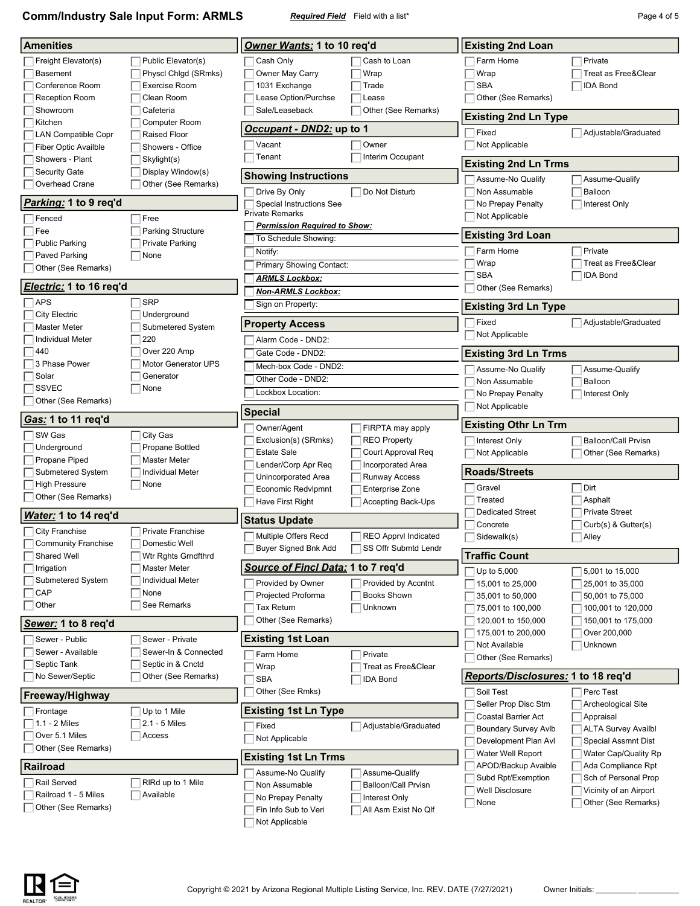# Comm/Industry Sale Input Form: ARMLS

***Required Field*** Field with a list*

## Amenities

- [ ] Freight Elevator(s)
- [ ] Public Elevator(s)
- [ ] Basement
- [ ] Physcl Chlgd (SRmks)
- [ ] Conference Room
- [ ] Exercise Room
- [ ] Reception Room
- [ ] Clean Room
- [ ] Showroom
- [ ] Cafeteria
- [ ] Kitchen
- [ ] Computer Room
- [ ] LAN Compatible Copr
- [ ] Raised Floor
- [ ] Fiber Optic Availble
- [ ] Showers - Office
- [ ] Showers - Plant
- [ ] Skylight(s)
- [ ] Security Gate
- [ ] Display Window(s)
- [ ] Overhead Crane
- [ ] Other (See Remarks)

## ***Parking:*** 1 to 9 req'd

- [ ] Fenced
- [ ] Free
- [ ] Fee
- [ ] Parking Structure
- [ ] Public Parking
- [ ] Private Parking
- [ ] Paved Parking
- [ ] None
- [ ] Other (See Remarks)

## ***Electric:*** 1 to 16 req'd

- [ ] APS
- [ ] SRP
- [ ] City Electric
- [ ] Underground
- [ ] Master Meter
- [ ] Submetered System
- [ ] Individual Meter
- [ ] 220
- [ ] 440
- [ ] Over 220 Amp
- [ ] 3 Phase Power
- [ ] Motor Generator UPS
- [ ] Solar
- [ ] Generator
- [ ] SSVEC
- [ ] None
- [ ] Other (See Remarks)

## ***Gas:*** 1 to 11 req'd

- [ ] SW Gas
- [ ] City Gas
- [ ] Underground
- [ ] Propane Bottled
- [ ] Propane Piped
- [ ] Master Meter
- [ ] Submetered System
- [ ] Individual Meter
- [ ] High Pressure
- [ ] None
- [ ] Other (See Remarks)

## ***Water:*** 1 to 14 req'd

- [ ] City Franchise
- [ ] Private Franchise
- [ ] Community Franchise
- [ ] Domestic Well
- [ ] Shared Well
- [ ] Wtr Rghts Grndfthrd
- [ ] Irrigation
- [ ] Master Meter
- [ ] Submetered System
- [ ] Individual Meter
- [ ] CAP
- [ ] None
- [ ] Other
- [ ] See Remarks

## ***Sewer:*** 1 to 8 req'd

- [ ] Sewer - Public
- [ ] Sewer - Private
- [ ] Sewer - Available
- [ ] Sewer-In & Connected
- [ ] Septic Tank
- [ ] Septic in & Cnctd
- [ ] No Sewer/Septic
- [ ] Other (See Remarks)

## Freeway/Highway

- [ ] Frontage
- [ ] Up to 1 Mile
- [ ] 1.1 - 2 Miles
- [ ] 2.1 - 5 Miles
- [ ] Over 5.1 Miles
- [ ] Access
- [ ] Other (See Remarks)

## Railroad

- [ ] Rail Served
- [ ] RlRd up to 1 Mile
- [ ] Railroad 1 - 5 Miles
- [ ] Available
- [ ] Other (See Remarks)

## ***Owner Wants:*** 1 to 10 req'd

- [ ] Cash Only
- [ ] Cash to Loan
- [ ] Owner May Carry
- [ ] Wrap
- [ ] 1031 Exchange
- [ ] Trade
- [ ] Lease Option/Purchse
- [ ] Lease
- [ ] Sale/Leaseback
- [ ] Other (See Remarks)

## ***Occupant - DND2:*** up to 1

- [ ] Vacant
- [ ] Owner
- [ ] Tenant
- [ ] Interim Occupant

## Showing Instructions

- [ ] Drive By Only
- [ ] Do Not Disturb
- [ ] Special Instructions See Private Remarks
- [ ] ***Permission Required to Show:***
- [ ] To Schedule Showing:
- [ ] Notify:
- [ ] Primary Showing Contact:
- [ ] ***ARMLS Lockbox:***
- [ ] ***Non-ARMLS Lockbox:***
- [ ] Sign on Property:

## Property Access

- [ ] Alarm Code - DND2:
- [ ] Gate Code - DND2:
- [ ] Mech-box Code - DND2:
- [ ] Other Code - DND2:
- [ ] Lockbox Location:

## Special

- [ ] Owner/Agent
- [ ] FIRPTA may apply
- [ ] Exclusion(s) (SRmks)
- [ ] REO Property
- [ ] Estate Sale
- [ ] Court Approval Req
- [ ] Lender/Corp Apr Req
- [ ] Incorporated Area
- [ ] Unincorporated Area
- [ ] Runway Access
- [ ] Economic Redvlpmnt
- [ ] Enterprise Zone
- [ ] Have First Right
- [ ] Accepting Back-Ups

## Status Update

- [ ] Multiple Offers Recd
- [ ] REO Apprvl Indicated
- [ ] Buyer Signed Bnk Add
- [ ] SS Offr Submtd Lendr

## ***Source of Fincl Data:*** 1 to 7 req'd

- [ ] Provided by Owner
- [ ] Provided by Accntnt
- [ ] Projected Proforma
- [ ] Books Shown
- [ ] Tax Return
- [ ] Unknown
- [ ] Other (See Remarks)

## Existing 1st Loan

- [ ] Farm Home
- [ ] Private
- [ ] Wrap
- [ ] Treat as Free&Clear
- [ ] SBA
- [ ] IDA Bond
- [ ] Other (See Rmks)

## Existing 1st Ln Type

- [ ] Fixed
- [ ] Adjustable/Graduated
- [ ] Not Applicable

## Existing 1st Ln Trms

- [ ] Assume-No Qualify
- [ ] Assume-Qualify
- [ ] Non Assumable
- [ ] Balloon/Call Prvisn
- [ ] No Prepay Penalty
- [ ] Interest Only
- [ ] Fin Info Sub to Veri
- [ ] All Asm Exist No Qlf
- [ ] Not Applicable

## Existing 2nd Loan

- [ ] Farm Home
- [ ] Private
- [ ] Wrap
- [ ] Treat as Free&Clear
- [ ] SBA
- [ ] IDA Bond
- [ ] Other (See Remarks)

## Existing 2nd Ln Type

- [ ] Fixed
- [ ] Adjustable/Graduated
- [ ] Not Applicable

## Existing 2nd Ln Trms

- [ ] Assume-No Qualify
- [ ] Assume-Qualify
- [ ] Non Assumable
- [ ] Balloon
- [ ] No Prepay Penalty
- [ ] Interest Only
- [ ] Not Applicable

## Existing 3rd Loan

- [ ] Farm Home
- [ ] Private
- [ ] Wrap
- [ ] Treat as Free&Clear
- [ ] SBA
- [ ] IDA Bond
- [ ] Other (See Remarks)

## Existing 3rd Ln Type

- [ ] Fixed
- [ ] Adjustable/Graduated
- [ ] Not Applicable

## Existing 3rd Ln Trms

- [ ] Assume-No Qualify
- [ ] Assume-Qualify
- [ ] Non Assumable
- [ ] Balloon
- [ ] No Prepay Penalty
- [ ] Interest Only
- [ ] Not Applicable

## Existing Othr Ln Trm

- [ ] Interest Only
- [ ] Balloon/Call Prvisn
- [ ] Not Applicable
- [ ] Other (See Remarks)

## Roads/Streets

- [ ] Gravel
- [ ] Dirt
- [ ] Treated
- [ ] Asphalt
- [ ] Dedicated Street
- [ ] Private Street
- [ ] Concrete
- [ ] Curb(s) & Gutter(s)
- [ ] Sidewalk(s)
- [ ] Alley

## Traffic Count

- [ ] Up to 5,000
- [ ] 5,001 to 15,000
- [ ] 15,001 to 25,000
- [ ] 25,001 to 35,000
- [ ] 35,001 to 50,000
- [ ] 50,001 to 75,000
- [ ] 75,001 to 100,000
- [ ] 100,001 to 120,000
- [ ] 120,001 to 150,000
- [ ] 150,001 to 175,000
- [ ] 175,001 to 200,000
- [ ] Over 200,000
- [ ] Not Available
- [ ] Unknown
- [ ] Other (See Remarks)

## ***Reports/Disclosures:*** 1 to 18 req'd

- [ ] Soil Test
- [ ] Perc Test
- [ ] Seller Prop Disc Stm
- [ ] Archeological Site
- [ ] Coastal Barrier Act
- [ ] Appraisal
- [ ] Boundary Survey Avlb
- [ ] ALTA Survey Availbl
- [ ] Development Plan Avl
- [ ] Special Assmnt Dist
- [ ] Water Well Report
- [ ] Water Cap/Quality Rp
- [ ] APOD/Backup Avaible
- [ ] Ada Compliance Rpt
- [ ] Subd Rpt/Exemption
- [ ] Sch of Personal Prop
- [ ] Well Disclosure
- [ ] Vicinity of an Airport
- [ ] None
- [ ] Other (See Remarks)

Copyright © 2021 by Arizona Regional Multiple Listing Service, Inc. REV. DATE (7/27/2021)

Owner Initials: __________ __________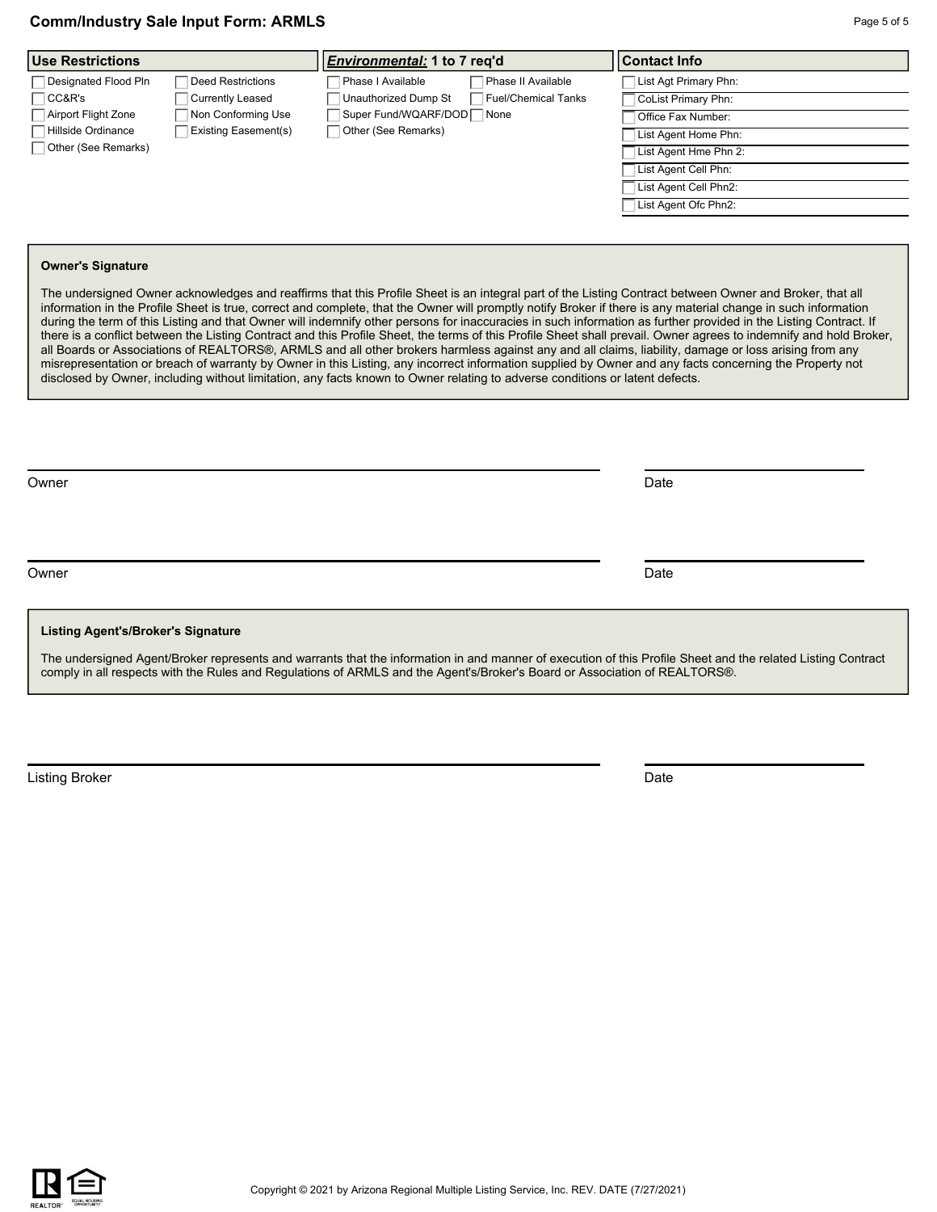## Comm/Industry Sale Input Form: ARMLS

### Use Restrictions

- ☐ Designated Flood Pln
- ☐ CC&R's
- ☐ Airport Flight Zone
- ☐ Hillside Ordinance
- ☐ Other (See Remarks)
- ☐ Deed Restrictions
- ☐ Currently Leased
- ☐ Non Conforming Use
- ☐ Existing Easement(s)

### *Environmental:* 1 to 7 req'd

- ☐ Phase I Available
- ☐ Unauthorized Dump St
- ☐ Super Fund/WQARF/DOD
- ☐ Other (See Remarks)
- ☐ Phase II Available
- ☐ Fuel/Chemical Tanks
- ☐ None

### Contact Info

- ☐ List Agt Primary Phn:
- ☐ CoList Primary Phn:
- ☐ Office Fax Number:
- ☐ List Agent Home Phn:
- ☐ List Agent Hme Phn 2:
- ☐ List Agent Cell Phn:
- ☐ List Agent Cell Phn2:
- ☐ List Agent Ofc Phn2:

### Owner's Signature

The undersigned Owner acknowledges and reaffirms that this Profile Sheet is an integral part of the Listing Contract between Owner and Broker, that all information in the Profile Sheet is true, correct and complete, that the Owner will promptly notify Broker if there is any material change in such information during the term of this Listing and that Owner will indemnify other persons for inaccuracies in such information as further provided in the Listing Contract. If there is a conflict between the Listing Contract and this Profile Sheet, the terms of this Profile Sheet shall prevail. Owner agrees to indemnify and hold Broker, all Boards or Associations of REALTORS®, ARMLS and all other brokers harmless against any and all claims, liability, damage or loss arising from any misrepresentation or breach of warranty by Owner in this Listing, any incorrect information supplied by Owner and any facts concerning the Property not disclosed by Owner, including without limitation, any facts known to Owner relating to adverse conditions or latent defects.

Owner ______________________________ Date ______________

Owner ______________________________ Date ______________

### Listing Agent's/Broker's Signature

The undersigned Agent/Broker represents and warrants that the information in and manner of execution of this Profile Sheet and the related Listing Contract comply in all respects with the Rules and Regulations of ARMLS and the Agent's/Broker's Board or Association of REALTORS®.

Listing Broker ______________________________ Date ______________

Copyright © 2021 by Arizona Regional Multiple Listing Service, Inc. REV. DATE (7/27/2021)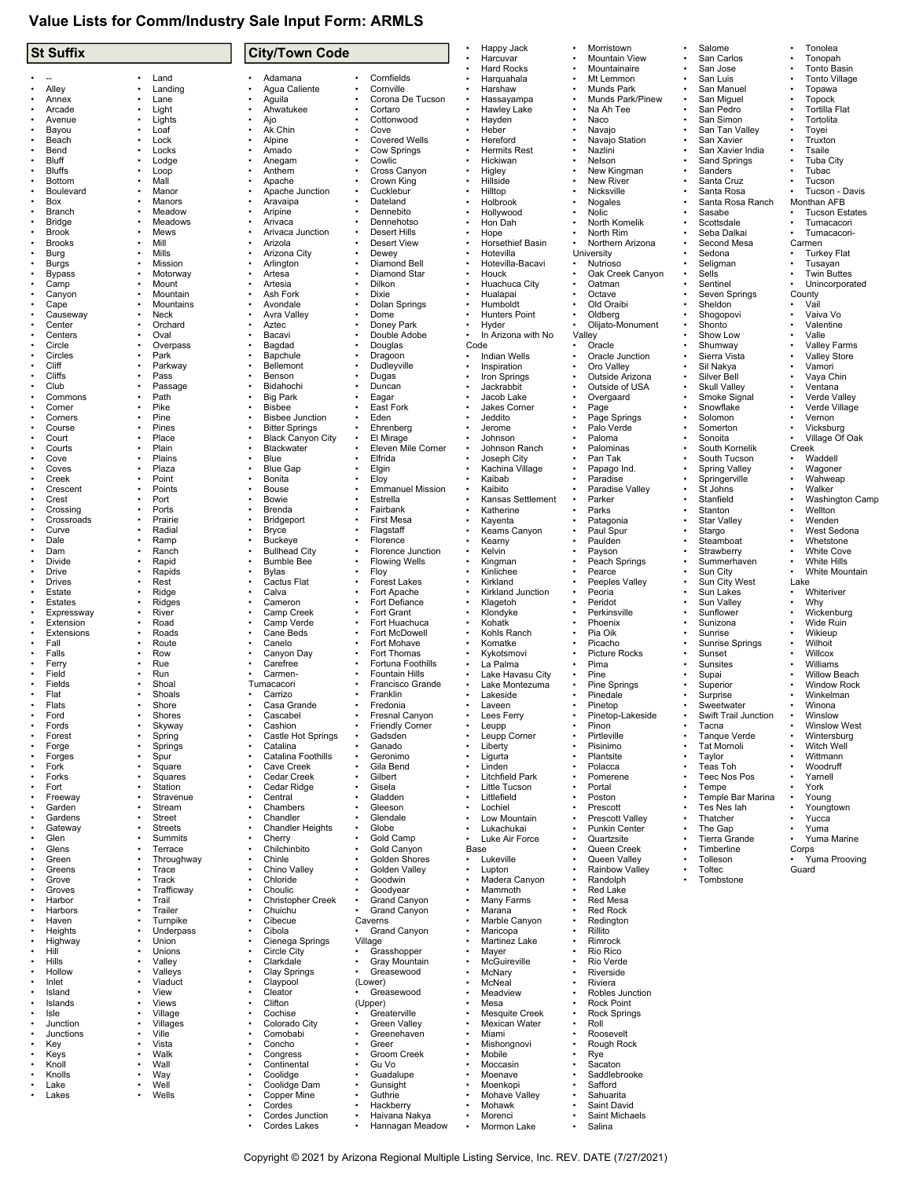# Value Lists for Comm/Industry Sale Input Form: ARMLS

## St Suffix

- --
- Alley
- Annex
- Arcade
- Avenue
- Bayou
- Beach
- Bend
- Bluff
- Bluffs
- Bottom
- Boulevard
- Box
- Branch
- Bridge
- Brook
- Brooks
- Burg
- Burgs
- Bypass
- Camp
- Canyon
- Cape
- Causeway
- Center
- Centers
- Circle
- Circles
- Cliff
- Cliffs
- Club
- Commons
- Corner
- Corners
- Course
- Court
- Courts
- Cove
- Coves
- Creek
- Crescent
- Crest
- Crossing
- Crossroads
- Curve
- Dale
- Dam
- Divide
- Drive
- Drives
- Estate
- Estates
- Expressway
- Extension
- Extensions
- Fall
- Falls
- Ferry
- Field
- Fields
- Flat
- Flats
- Ford
- Fords
- Forest
- Forge
- Forges
- Fork
- Forks
- Fort
- Freeway
- Garden
- Gardens
- Gateway
- Glen
- Glens
- Green
- Greens
- Grove
- Groves
- Harbor
- Harbors
- Haven
- Heights
- Highway
- Hill
- Hills
- Hollow
- Inlet
- Island
- Islands
- Isle
- Junction
- Junctions
- Key
- Keys
- Knoll
- Knolls
- Lake
- Lakes
- Land
- Landing
- Lane
- Light
- Lights
- Loaf
- Lock
- Locks
- Lodge
- Loop
- Mall
- Manor
- Manors
- Meadow
- Meadows
- Mews
- Mill
- Mills
- Mission
- Motorway
- Mount
- Mountain
- Mountains
- Neck
- Orchard
- Oval
- Overpass
- Park
- Parkway
- Pass
- Passage
- Path
- Pike
- Pine
- Pines
- Place
- Plain
- Plains
- Plaza
- Point
- Points
- Port
- Ports
- Prairie
- Radial
- Ramp
- Ranch
- Rapid
- Rapids
- Rest
- Ridge
- Ridges
- River
- Road
- Roads
- Route
- Row
- Rue
- Run
- Shoal
- Shoals
- Shore
- Shores
- Skyway
- Spring
- Springs
- Spur
- Square
- Squares
- Station
- Stravenue
- Stream
- Street
- Streets
- Summits
- Terrace
- Throughway
- Trace
- Track
- Trafficway
- Trail
- Trailer
- Turnpike
- Underpass
- Union
- Unions
- Valley
- Valleys
- Viaduct
- View
- Views
- Village
- Villages
- Ville
- Vista
- Walk
- Wall
- Way
- Well
- Wells

## City/Town Code

- Adamana
- Agua Caliente
- Aguila
- Ahwatukee
- Ajo
- Ak Chin
- Alpine
- Amado
- Anegam
- Anthem
- Apache
- Apache Junction
- Aravaipa
- Aripine
- Arivaca
- Arivaca Junction
- Arizola
- Arizona City
- Arlington
- Artesa
- Artesia
- Ash Fork
- Avondale
- Avra Valley
- Aztec
- Bacavi
- Bagdad
- Bapchule
- Bellemont
- Benson
- Bidahochi
- Big Park
- Bisbee
- Bisbee Junction
- Bitter Springs
- Black Canyon City
- Blackwater
- Blue
- Blue Gap
- Bonita
- Bouse
- Bowie
- Brenda
- Bridgeport
- Bryce
- Buckeye
- Bullhead City
- Bumble Bee
- Bylas
- Cactus Flat
- Calva
- Cameron
- Camp Creek
- Camp Verde
- Cane Beds
- Canelo
- Canyon Day
- Carefree
- Carmen-Tumacacori
- Carrizo
- Casa Grande
- Cascabel
- Cashion
- Castle Hot Springs
- Catalina
- Catalina Foothills
- Cave Creek
- Cedar Creek
- Cedar Ridge
- Central
- Chambers
- Chandler
- Chandler Heights
- Cherry
- Chilchinbito
- Chinle
- Chino Valley
- Chloride
- Choulic
- Christopher Creek
- Chuichu
- Cibecue
- Cibola
- Cienega Springs
- Circle City
- Clarkdale
- Clay Springs
- Claypool
- Cleator
- Clifton
- Cochise
- Colorado City
- Comobabi
- Concho
- Congress
- Continental
- Coolidge
- Coolidge Dam
- Copper Mine
- Cordes
- Cordes Junction
- Cordes Lakes
- Cornfields
- Cornville
- Corona De Tucson
- Cortaro
- Cottonwood
- Cove
- Covered Wells
- Cow Springs
- Cowlic
- Cross Canyon
- Crown King
- Cucklebur
- Dateland
- Dennebito
- Dennehotso
- Desert Hills
- Desert View
- Dewey
- Diamond Bell
- Diamond Star
- Dilkon
- Dixie
- Dolan Springs
- Dome
- Doney Park
- Double Adobe
- Douglas
- Dragoon
- Dudleyville
- Dugas
- Duncan
- Eagar
- East Fork
- Eden
- Ehrenberg
- El Mirage
- Eleven Mile Corner
- Elfrida
- Elgin
- Eloy
- Emmanuel Mission
- Estrella
- Fairbank
- First Mesa
- Flagstaff
- Florence
- Florence Junction
- Flowing Wells
- Floy
- Forest Lakes
- Fort Apache
- Fort Defiance
- Fort Grant
- Fort Huachuca
- Fort McDowell
- Fort Mohave
- Fort Thomas
- Fortuna Foothills
- Fountain Hills
- Francisco Grande
- Franklin
- Fredonia
- Fresnal Canyon
- Friendly Corner
- Gadsden
- Ganado
- Geronimo
- Gila Bend
- Gilbert
- Gisela
- Gladden
- Gleeson
- Glendale
- Globe
- Gold Camp
- Gold Canyon
- Golden Shores
- Golden Valley
- Goodwin
- Goodyear
- Grand Canyon
- Grand Canyon Caverns
- Grand Canyon Village
- Grasshopper
- Gray Mountain
- Greasewood (Lower)
- Greasewood (Upper)
- Greaterville
- Green Valley
- Greenehaven
- Greer
- Groom Creek
- Gu Vo
- Guadalupe
- Gunsight
- Guthrie
- Hackberry
- Haivana Nakya
- Hannagan Meadow
- Happy Jack
- Harcuvar
- Hard Rocks
- Harquahala
- Harshaw
- Hassayampa
- Hawley Lake
- Hayden
- Heber
- Hereford
- Hermits Rest
- Hickiwan
- Higley
- Hillside
- Hilltop
- Holbrook
- Hollywood
- Hon Dah
- Hope
- Horsethief Basin
- Hotevilla
- Hotevilla-Bacavi
- Houck
- Huachuca City
- Hualapai
- Humboldt
- Hunters Point
- Hyder
- In Arizona with No Code
- Indian Wells
- Inspiration
- Iron Springs
- Jackrabbit
- Jacob Lake
- Jakes Corner
- Jeddito
- Jerome
- Johnson
- Johnson Ranch
- Joseph City
- Kachina Village
- Kaibab
- Kaibito
- Kansas Settlement
- Katherine
- Kayenta
- Keams Canyon
- Kearny
- Kelvin
- Kingman
- Kinlichee
- Kirkland
- Kirkland Junction
- Klagetoh
- Klondyke
- Kohatk
- Kohls Ranch
- Komatke
- Kykotsmovi
- La Palma
- Lake Havasu City
- Lake Montezuma
- Lakeside
- Laveen
- Lees Ferry
- Leupp
- Leupp Corner
- Liberty
- Ligurta
- Linden
- Litchfield Park
- Little Tucson
- Littlefield
- Lochiel
- Low Mountain
- Lukachukai
- Luke Air Force Base
- Lukeville
- Lupton
- Madera Canyon
- Mammoth
- Many Farms
- Marana
- Marble Canyon
- Maricopa
- Martinez Lake
- Mayer
- McGuireville
- McNary
- McNeal
- Meadview
- Mesa
- Mesquite Creek
- Mexican Water
- Miami
- Mishongnovi
- Mobile
- Moccasin
- Moenave
- Moenkopi
- Mohave Valley
- Mohawk
- Morenci
- Mormon Lake
- Morristown
- Mountain View
- Mountainaire
- Mt Lemmon
- Munds Park
- Munds Park/Pinew
- Na Ah Tee
- Naco
- Navajo
- Navajo Station
- Nazlini
- Nelson
- New Kingman
- New River
- Nicksville
- Nogales
- Nolic
- North Komelik
- North Rim
- Northern Arizona University
- Nutrioso
- Oak Creek Canyon
- Oatman
- Octave
- Old Oraibi
- Oldberg
- Olijato-Monument Valley
- Oracle
- Oracle Junction
- Oro Valley
- Outside Arizona
- Outside of USA
- Overgaard
- Page
- Page Springs
- Palo Verde
- Paloma
- Palominas
- Pan Tak
- Papago Ind.
- Paradise
- Paradise Valley
- Parker
- Parks
- Patagonia
- Paul Spur
- Paulden
- Payson
- Peach Springs
- Pearce
- Peeples Valley
- Peoria
- Peridot
- Perkinsville
- Phoenix
- Pia Oik
- Picacho
- Picture Rocks
- Pima
- Pine
- Pine Springs
- Pinedale
- Pinetop
- Pinetop-Lakeside
- Pinon
- Pirtleville
- Pisinimo
- Plantsite
- Polacca
- Pomerene
- Portal
- Poston
- Prescott
- Prescott Valley
- Punkin Center
- Quartzsite
- Queen Creek
- Queen Valley
- Rainbow Valley
- Randolph
- Red Lake
- Red Mesa
- Red Rock
- Redington
- Rillito
- Rimrock
- Rio Rico
- Rio Verde
- Riverside
- Riviera
- Robles Junction
- Rock Point
- Rock Springs
- Roll
- Roosevelt
- Rough Rock
- Rye
- Sacaton
- Saddlebrooke
- Safford
- Sahuarita
- Saint David
- Saint Michaels
- Salina
- Salome
- San Carlos
- San Jose
- San Luis
- San Manuel
- San Miguel
- San Pedro
- San Simon
- San Tan Valley
- San Xavier
- San Xavier India
- Sand Springs
- Sanders
- Santa Cruz
- Santa Rosa
- Santa Rosa Ranch
- Sasabe
- Scottsdale
- Seba Dalkai
- Second Mesa
- Sedona
- Seligman
- Sells
- Sentinel
- Seven Springs
- Sheldon
- Shogopovi
- Shonto
- Show Low
- Shumway
- Sierra Vista
- Sil Nakya
- Silver Bell
- Skull Valley
- Smoke Signal
- Snowflake
- Solomon
- Somerton
- Sonoita
- South Kornelik
- South Tucson
- Spring Valley
- Springerville
- St Johns
- Stanfield
- Stanton
- Star Valley
- Stargo
- Steamboat
- Strawberry
- Summerhaven
- Sun City
- Sun City West
- Sun Lakes
- Sun Valley
- Sunflower
- Sunizona
- Sunrise
- Sunrise Springs
- Sunset
- Sunsites
- Supai
- Superior
- Surprise
- Sweetwater
- Swift Trail Junction
- Tacna
- Tanque Verde
- Tat Momoli
- Taylor
- Teas Toh
- Teec Nos Pos
- Tempe
- Temple Bar Marina
- Tes Nez Iah
- Thatcher
- The Gap
- Tierra Grande
- Timberline
- Tolleson
- Toltec
- Tombstone
- Tonolea
- Tonopah
- Tonto Basin
- Tonto Village
- Topawa
- Topock
- Tortilla Flat
- Tortolita
- Toyei
- Truxton
- Tsaile
- Tuba City
- Tubac
- Tucson
- Tucson - Davis Monthan AFB
- Tucson Estates
- Tumacacori
- Tumacacori-Carmen
- Turkey Flat
- Tusayan
- Twin Buttes
- Unincorporated County
- Vail
- Vaiva Vo
- Valentine
- Valle
- Valley Farms
- Valley Store
- Vamori
- Vaya Chin
- Ventana
- Verde Valley
- Verde Village
- Vernon
- Vicksburg
- Village Of Oak Creek
- Waddell
- Wagoner
- Wahweap
- Walker
- Washington Camp
- Wellton
- Wenden
- West Sedona
- Whetstone
- White Cove
- White Hills
- White Mountain Lake
- Whiteriver
- Why
- Wickenburg
- Wide Ruin
- Wikieup
- Wilhoit
- Willcox
- Williams
- Willow Beach
- Window Rock
- Winkelman
- Winona
- Winslow
- Winslow West
- Wintersburg
- Witch Well
- Wittmann
- Woodruff
- Yarnell
- York
- Young
- Youngtown
- Yucca
- Yuma
- Yuma Marine Corps
- Yuma Prooving Guard

Copyright © 2021 by Arizona Regional Multiple Listing Service, Inc. REV. DATE (7/27/2021)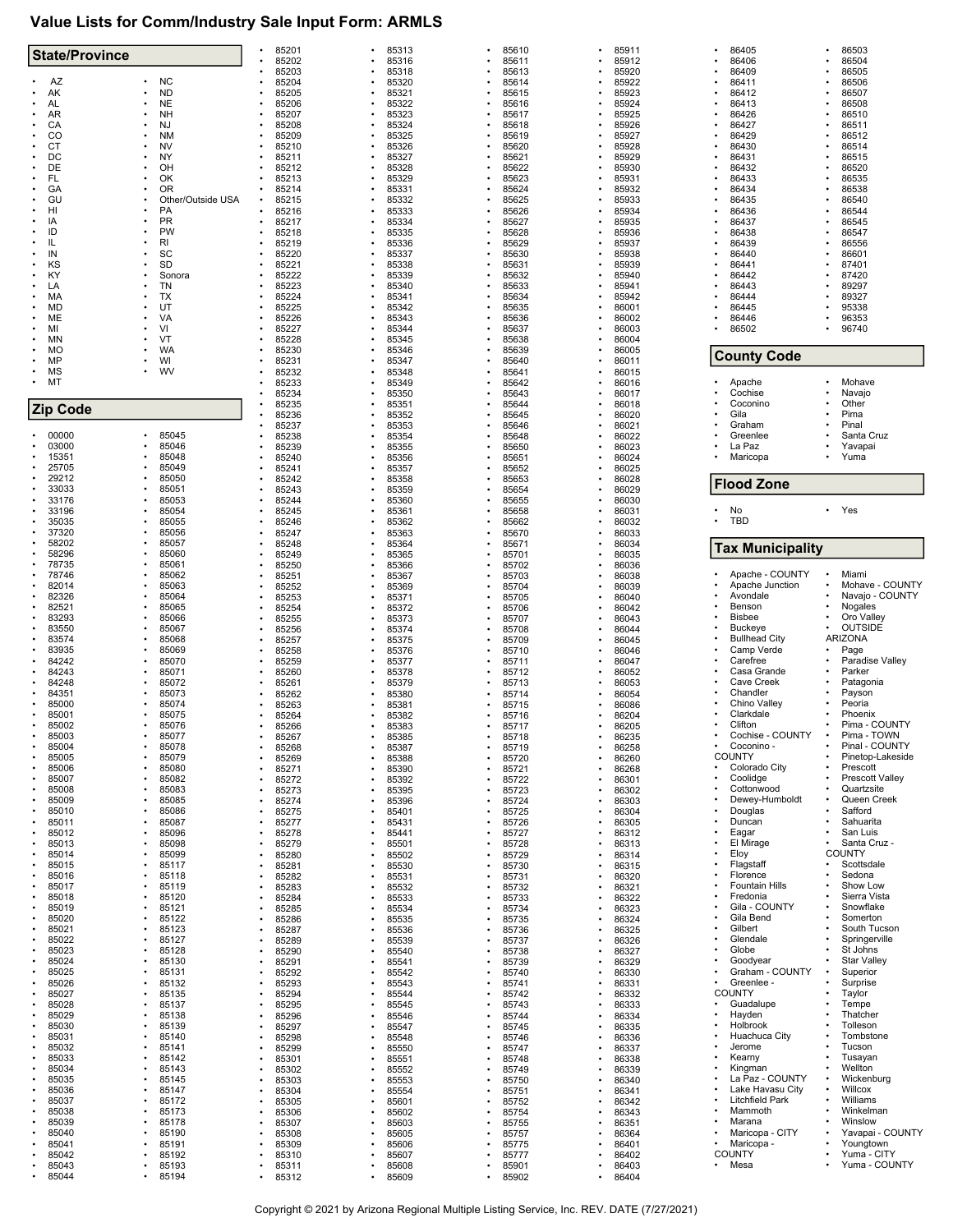# Value Lists for Comm/Industry Sale Input Form: ARMLS

## State/Province

- AZ
- AK
- AL
- AR
- CA
- CO
- CT
- DC
- DE
- FL
- GA
- GU
- HI
- IA
- ID
- IL
- IN
- KS
- KY
- LA
- MA
- MD
- ME
- MI
- MN
- MO
- MP
- MS
- MT
- NC
- ND
- NE
- NH
- NJ
- NM
- NV
- NY
- OH
- OK
- OR
- Other/Outside USA
- PA
- PR
- PW
- RI
- SC
- SD
- Sonora
- TN
- TX
- UT
- VA
- VI
- VT
- WA
- WI
- WV

## Zip Code

- 00000
- 03000
- 15351
- 25705
- 29212
- 33033
- 33176
- 33196
- 35035
- 37320
- 58202
- 58296
- 78735
- 78746
- 82014
- 82326
- 82521
- 83293
- 83550
- 83574
- 83935
- 84242
- 84243
- 84248
- 84351
- 85000
- 85001
- 85002
- 85003
- 85004
- 85005
- 85006
- 85007
- 85008
- 85009
- 85010
- 85011
- 85012
- 85013
- 85014
- 85015
- 85016
- 85017
- 85018
- 85019
- 85020
- 85021
- 85022
- 85023
- 85024
- 85025
- 85026
- 85027
- 85028
- 85029
- 85030
- 85031
- 85032
- 85033
- 85034
- 85035
- 85036
- 85037
- 85038
- 85039
- 85040
- 85041
- 85042
- 85043
- 85044
- 85045
- 85046
- 85048
- 85049
- 85050
- 85051
- 85053
- 85054
- 85055
- 85056
- 85057
- 85060
- 85061
- 85062
- 85063
- 85064
- 85065
- 85066
- 85067
- 85068
- 85069
- 85070
- 85071
- 85072
- 85073
- 85074
- 85075
- 85076
- 85077
- 85078
- 85079
- 85080
- 85082
- 85083
- 85085
- 85086
- 85087
- 85096
- 85098
- 85099
- 85117
- 85118
- 85119
- 85120
- 85121
- 85122
- 85123
- 85127
- 85128
- 85130
- 85131
- 85132
- 85135
- 85137
- 85138
- 85139
- 85140
- 85141
- 85142
- 85143
- 85145
- 85147
- 85172
- 85173
- 85178
- 85190
- 85191
- 85192
- 85193
- 85194
- 85201
- 85202
- 85203
- 85204
- 85205
- 85206
- 85207
- 85208
- 85209
- 85210
- 85211
- 85212
- 85213
- 85214
- 85215
- 85216
- 85217
- 85218
- 85219
- 85220
- 85221
- 85222
- 85223
- 85224
- 85225
- 85226
- 85227
- 85228
- 85230
- 85231
- 85232
- 85233
- 85234
- 85235
- 85236
- 85237
- 85238
- 85239
- 85240
- 85241
- 85242
- 85243
- 85244
- 85245
- 85246
- 85247
- 85248
- 85249
- 85250
- 85251
- 85252
- 85253
- 85254
- 85255
- 85256
- 85257
- 85258
- 85259
- 85260
- 85261
- 85262
- 85263
- 85264
- 85266
- 85267
- 85268
- 85269
- 85271
- 85272
- 85273
- 85274
- 85275
- 85277
- 85278
- 85279
- 85280
- 85281
- 85282
- 85283
- 85284
- 85285
- 85286
- 85287
- 85289
- 85290
- 85291
- 85292
- 85293
- 85294
- 85295
- 85296
- 85297
- 85298
- 85299
- 85301
- 85302
- 85303
- 85304
- 85305
- 85306
- 85307
- 85308
- 85309
- 85310
- 85311
- 85312
- 85313
- 85316
- 85318
- 85320
- 85321
- 85322
- 85323
- 85324
- 85325
- 85326
- 85327
- 85328
- 85329
- 85331
- 85332
- 85333
- 85334
- 85335
- 85336
- 85337
- 85338
- 85339
- 85340
- 85341
- 85342
- 85343
- 85344
- 85345
- 85346
- 85347
- 85348
- 85349
- 85350
- 85351
- 85352
- 85353
- 85354
- 85355
- 85356
- 85357
- 85358
- 85359
- 85360
- 85361
- 85362
- 85363
- 85364
- 85365
- 85366
- 85367
- 85369
- 85371
- 85372
- 85373
- 85374
- 85375
- 85376
- 85377
- 85378
- 85379
- 85380
- 85381
- 85382
- 85383
- 85385
- 85387
- 85388
- 85390
- 85392
- 85395
- 85396
- 85401
- 85431
- 85441
- 85501
- 85502
- 85530
- 85531
- 85532
- 85533
- 85534
- 85535
- 85536
- 85539
- 85540
- 85541
- 85542
- 85543
- 85544
- 85545
- 85546
- 85547
- 85548
- 85550
- 85551
- 85552
- 85553
- 85554
- 85601
- 85602
- 85603
- 85605
- 85606
- 85607
- 85608
- 85609
- 85610
- 85611
- 85613
- 85614
- 85615
- 85616
- 85617
- 85618
- 85619
- 85620
- 85621
- 85622
- 85623
- 85624
- 85625
- 85626
- 85627
- 85628
- 85629
- 85630
- 85631
- 85632
- 85633
- 85634
- 85635
- 85636
- 85637
- 85638
- 85639
- 85640
- 85641
- 85642
- 85643
- 85644
- 85645
- 85646
- 85648
- 85650
- 85651
- 85652
- 85653
- 85654
- 85655
- 85658
- 85662
- 85670
- 85671
- 85701
- 85702
- 85703
- 85704
- 85705
- 85706
- 85707
- 85708
- 85709
- 85710
- 85711
- 85712
- 85713
- 85714
- 85715
- 85716
- 85717
- 85718
- 85719
- 85720
- 85721
- 85722
- 85723
- 85724
- 85725
- 85726
- 85727
- 85728
- 85729
- 85730
- 85731
- 85732
- 85733
- 85734
- 85735
- 85736
- 85737
- 85738
- 85739
- 85740
- 85741
- 85742
- 85743
- 85744
- 85745
- 85746
- 85747
- 85748
- 85749
- 85750
- 85751
- 85752
- 85754
- 85755
- 85757
- 85775
- 85777
- 85901
- 85902
- 85911
- 85912
- 85920
- 85922
- 85923
- 85924
- 85925
- 85926
- 85927
- 85928
- 85929
- 85930
- 85931
- 85932
- 85933
- 85934
- 85935
- 85936
- 85937
- 85938
- 85939
- 85940
- 85941
- 85942
- 86001
- 86002
- 86003
- 86004
- 86005
- 86011
- 86015
- 86016
- 86017
- 86018
- 86020
- 86021
- 86022
- 86023
- 86024
- 86025
- 86028
- 86029
- 86030
- 86031
- 86032
- 86033
- 86034
- 86035
- 86036
- 86038
- 86039
- 86040
- 86042
- 86043
- 86044
- 86045
- 86046
- 86047
- 86052
- 86053
- 86054
- 86086
- 86204
- 86205
- 86235
- 86258
- 86260
- 86268
- 86301
- 86302
- 86303
- 86304
- 86305
- 86312
- 86313
- 86314
- 86315
- 86320
- 86321
- 86322
- 86323
- 86324
- 86325
- 86326
- 86327
- 86329
- 86330
- 86331
- 86332
- 86333
- 86334
- 86335
- 86336
- 86337
- 86338
- 86339
- 86340
- 86341
- 86342
- 86343
- 86351
- 86364
- 86401
- 86402
- 86403
- 86404
- 86405
- 86406
- 86409
- 86411
- 86412
- 86413
- 86426
- 86427
- 86429
- 86430
- 86431
- 86432
- 86433
- 86434
- 86435
- 86436
- 86437
- 86438
- 86439
- 86440
- 86441
- 86442
- 86443
- 86444
- 86445
- 86446
- 86502
- 86503
- 86504
- 86505
- 86506
- 86507
- 86508
- 86510
- 86511
- 86512
- 86514
- 86515
- 86520
- 86535
- 86538
- 86540
- 86544
- 86545
- 86547
- 86556
- 86601
- 87401
- 87420
- 89297
- 89327
- 95338
- 96353
- 96740

## County Code

- Apache
- Cochise
- Coconino
- Gila
- Graham
- Greenlee
- La Paz
- Maricopa
- Mohave
- Navajo
- Other
- Pima
- Pinal
- Santa Cruz
- Yavapai
- Yuma

## Flood Zone

- No
- TBD
- Yes

## Tax Municipality

- Apache - COUNTY
- Apache Junction
- Avondale
- Benson
- Bisbee
- Buckeye
- Bullhead City
- Camp Verde
- Carefree
- Casa Grande
- Cave Creek
- Chandler
- Chino Valley
- Clarkdale
- Clifton
- Cochise - COUNTY
- Coconino - COUNTY
- Colorado City
- Coolidge
- Cottonwood
- Dewey-Humboldt
- Douglas
- Duncan
- Eagar
- El Mirage
- Eloy
- Flagstaff
- Florence
- Fountain Hills
- Fredonia
- Gila - COUNTY
- Gila Bend
- Gilbert
- Glendale
- Globe
- Goodyear
- Graham - COUNTY
- Greenlee - COUNTY
- Guadalupe
- Hayden
- Holbrook
- Huachuca City
- Jerome
- Kearny
- Kingman
- La Paz - COUNTY
- Lake Havasu City
- Litchfield Park
- Mammoth
- Marana
- Maricopa - CITY
- Maricopa - COUNTY
- Mesa
- Miami
- Mohave - COUNTY
- Navajo - COUNTY
- Nogales
- Oro Valley
- OUTSIDE ARIZONA
- Page
- Paradise Valley
- Parker
- Patagonia
- Payson
- Peoria
- Phoenix
- Pima - COUNTY
- Pima - TOWN
- Pinal - COUNTY
- Pinetop-Lakeside
- Prescott
- Prescott Valley
- Quartzsite
- Queen Creek
- Safford
- Sahuarita
- San Luis
- Santa Cruz - COUNTY
- Scottsdale
- Sedona
- Show Low
- Sierra Vista
- Snowflake
- Somerton
- South Tucson
- Springerville
- St Johns
- Star Valley
- Superior
- Surprise
- Taylor
- Tempe
- Thatcher
- Tolleson
- Tombstone
- Tucson
- Tusayan
- Wellton
- Wickenburg
- Willcox
- Williams
- Winkelman
- Winslow
- Yavapai - COUNTY
- Youngtown
- Yuma - CITY
- Yuma - COUNTY

Copyright © 2021 by Arizona Regional Multiple Listing Service, Inc. REV. DATE (7/27/2021)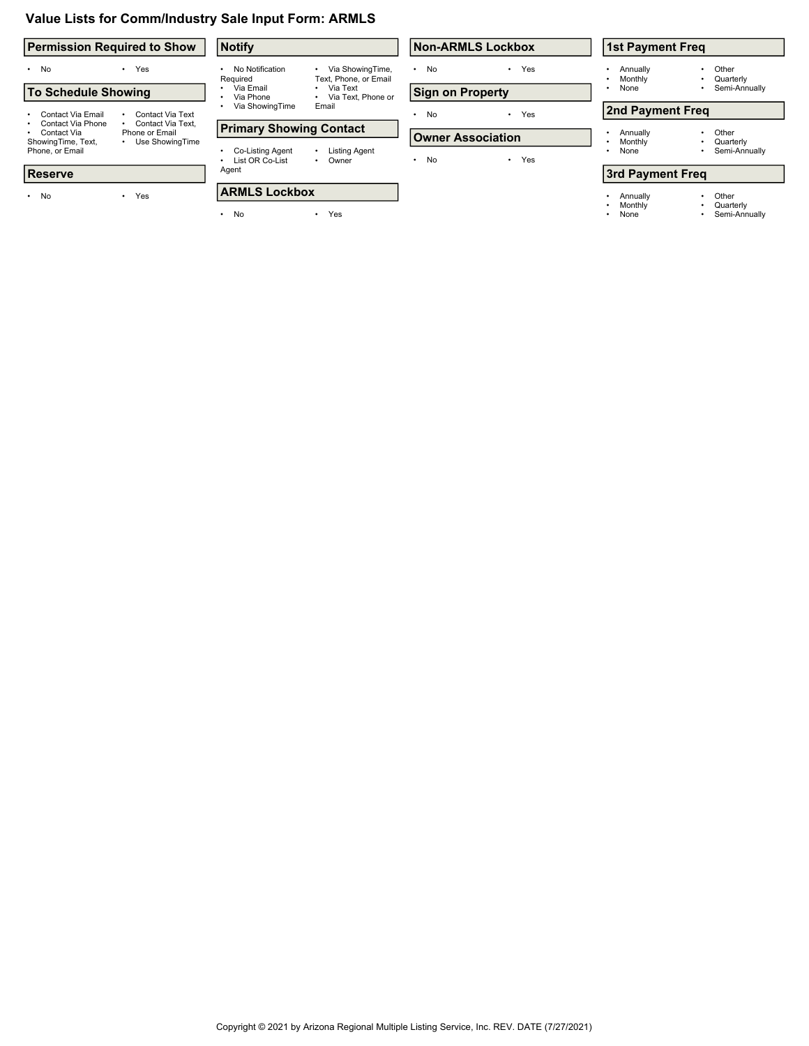# Value Lists for Comm/Industry Sale Input Form: ARMLS

## Permission Required to Show

- No
- Yes

## To Schedule Showing

- Contact Via Email
- Contact Via Phone
- Contact Via ShowingTime, Text, Phone, or Email
- Contact Via Text
- Contact Via Text, Phone or Email
- Use ShowingTime

## Reserve

- No
- Yes

## Notify

- No Notification Required
- Via Email
- Via Phone
- Via ShowingTime
- Via ShowingTime, Text, Phone, or Email
- Via Text
- Via Text, Phone or Email

## Primary Showing Contact

- Co-Listing Agent
- List OR Co-List Agent
- Listing Agent
- Owner

## ARMLS Lockbox

- No
- Yes

## Non-ARMLS Lockbox

- No
- Yes

## Sign on Property

- No
- Yes

## Owner Association

- No
- Yes

## 1st Payment Freq

- Annually
- Monthly
- None
- Other
- Quarterly
- Semi-Annually

## 2nd Payment Freq

- Annually
- Monthly
- None
- Other
- Quarterly
- Semi-Annually

## 3rd Payment Freq

- Annually
- Monthly
- None
- Other
- Quarterly
- Semi-Annually

Copyright © 2021 by Arizona Regional Multiple Listing Service, Inc. REV. DATE (7/27/2021)